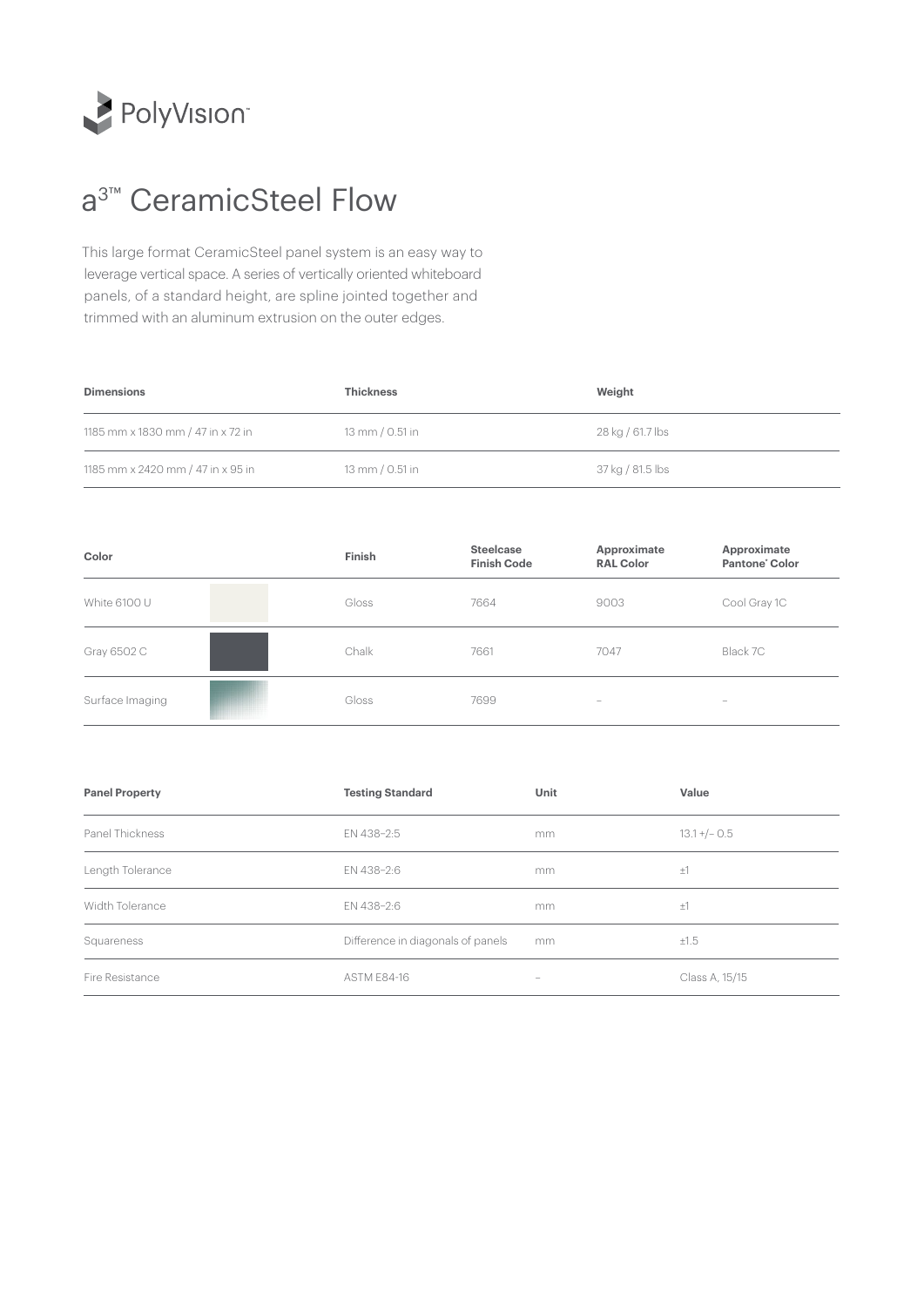PolyVision™

# a3™ CeramicSteel Flow

This large format CeramicSteel panel system is an easy way to leverage vertical space. A series of vertically oriented whiteboard panels, of a standard height, are spline jointed together and trimmed with an aluminum extrusion on the outer edges.

| **Dimensions** | **Thickness** | **Weight** |
|---|---|---|
| 1185 mm x 1830 mm / 47 in x 72 in | 13 mm / 0.51 in | 28 kg / 61.7 lbs |
| 1185 mm x 2420 mm / 47 in x 95 in | 13 mm / 0.51 in | 37 kg / 81.5 lbs |

| **Color** | **Finish** | **Steelcase Finish Code** | **Approximate RAL Color** | **Approximate Pantone® Color** |
|---|---|---|---|---|
| White 6100 U | Gloss | 7664 | 9003 | Cool Gray 1C |
| Gray 6502 C | Chalk | 7661 | 7047 | Black 7C |
| Surface Imaging | Gloss | 7699 | – | – |

| **Panel Property** | **Testing Standard** | **Unit** | **Value** |
|---|---|---|---|
| Panel Thickness | EN 438-2:5 | mm | 13.1 +/– 0.5 |
| Length Tolerance | EN 438-2:6 | mm | ±1 |
| Width Tolerance | EN 438-2:6 | mm | ±1 |
| Squareness | Difference in diagonals of panels | mm | ±1.5 |
| Fire Resistance | ASTM E84-16 | – | Class A, 15/15 |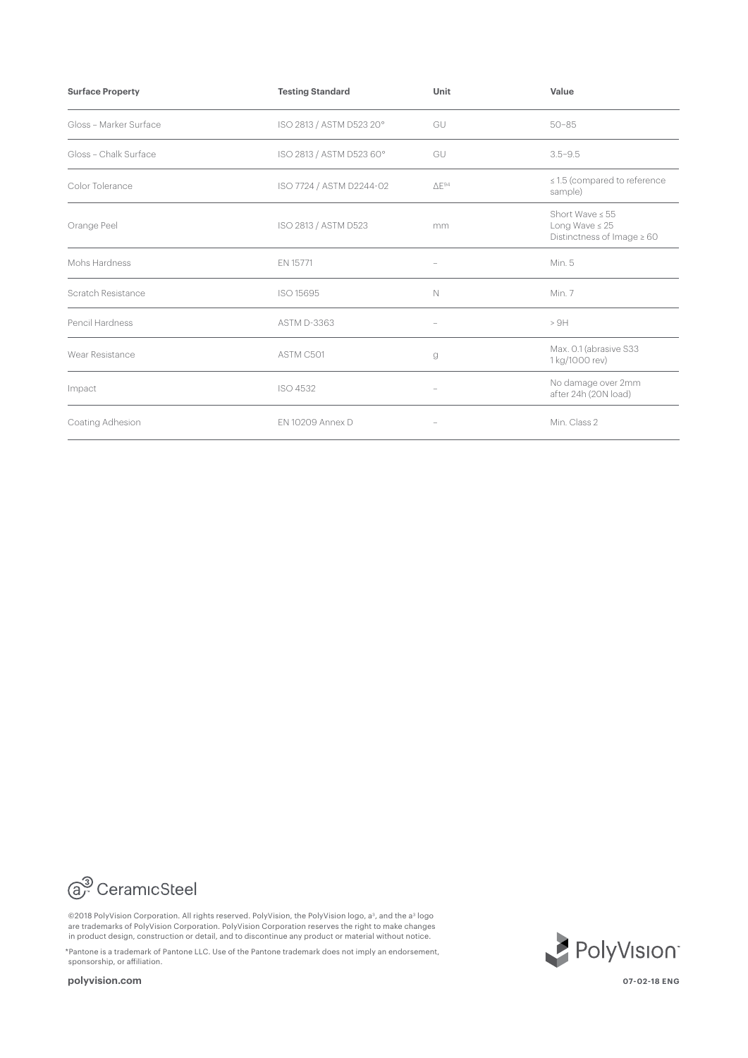| Surface Property | Testing Standard | Unit | Value |
|---|---|---|---|
| Gloss – Marker Surface | ISO 2813 / ASTM D523 20° | GU | 50–85 |
| Gloss – Chalk Surface | ISO 2813 / ASTM D523 60° | GU | 3.5–9.5 |
| Color Tolerance | ISO 7724 / ASTM D2244-02 | $\Delta E^{94}$ | ≤ 1.5 (compared to reference sample) |
| Orange Peel | ISO 2813 / ASTM D523 | mm | Short Wave ≤ 55<br>Long Wave ≤ 25<br>Distinctness of Image ≥ 60 |
| Mohs Hardness | EN 15771 | – | Min. 5 |
| Scratch Resistance | ISO 15695 | N | Min. 7 |
| Pencil Hardness | ASTM D-3363 | – | > 9H |
| Wear Resistance | ASTM C501 | g | Max. 0.1 (abrasive S33 1 kg/1000 rev) |
| Impact | ISO 4532 | – | No damage over 2mm after 24h (20N load) |
| Coating Adhesion | EN 10209 Annex D | – | Min. Class 2 |

a³ CeramicSteel

©2018 PolyVision Corporation. All rights reserved. PolyVision, the PolyVision logo, a³, and the a³ logo are trademarks of PolyVision Corporation. PolyVision Corporation reserves the right to make changes in product design, construction or detail, and to discontinue any product or material without notice.

*Pantone is a trademark of Pantone LLC. Use of the Pantone trademark does not imply an endorsement, sponsorship, or affiliation.

PolyVision

polyvision.com

07-02-18 ENG